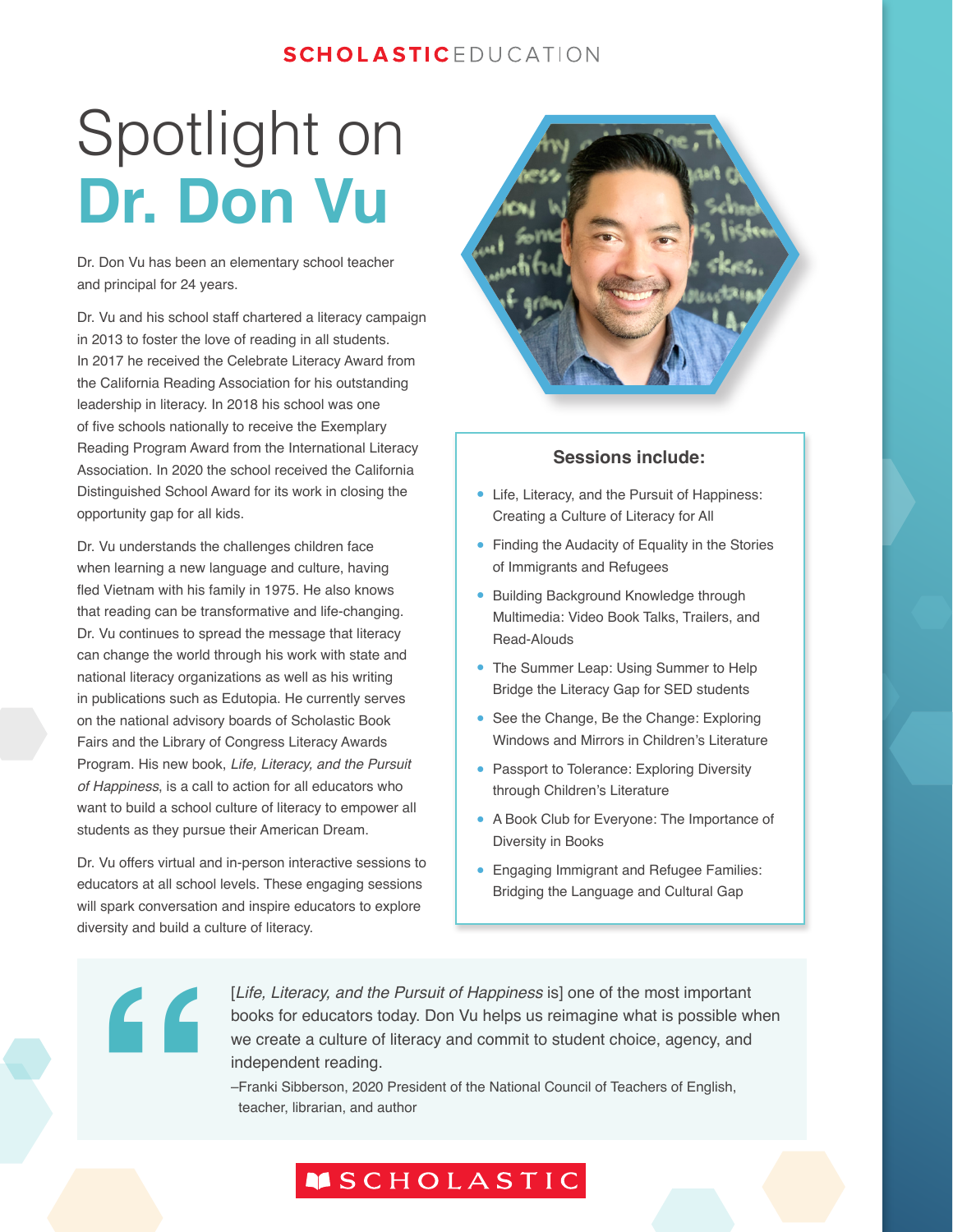SCHOLASTICEDUCATION

# Spotlight on **Dr. Don Vu**

Dr. Don Vu has been an elementary school teacher and principal for 24 years.

Dr. Vu and his school staff chartered a literacy campaign in 2013 to foster the love of reading in all students. In 2017 he received the Celebrate Literacy Award from the California Reading Association for his outstanding leadership in literacy. In 2018 his school was one of five schools nationally to receive the Exemplary Reading Program Award from the International Literacy Association. In 2020 the school received the California Distinguished School Award for its work in closing the opportunity gap for all kids.

Dr. Vu understands the challenges children face when learning a new language and culture, having fled Vietnam with his family in 1975. He also knows that reading can be transformative and life-changing. Dr. Vu continues to spread the message that literacy can change the world through his work with state and national literacy organizations as well as his writing in publications such as Edutopia. He currently serves on the national advisory boards of Scholastic Book Fairs and the Library of Congress Literacy Awards Program. His new book, *Life, Literacy, and the Pursuit of Happiness*, is a call to action for all educators who want to build a school culture of literacy to empower all students as they pursue their American Dream.

Dr. Vu offers virtual and in-person interactive sessions to educators at all school levels. These engaging sessions will spark conversation and inspire educators to explore diversity and build a culture of literacy.

### Sessions include:

- Life, Literacy, and the Pursuit of Happiness: Creating a Culture of Literacy for All
- Finding the Audacity of Equality in the Stories of Immigrants and Refugees
- Building Background Knowledge through Multimedia: Video Book Talks, Trailers, and Read-Alouds
- The Summer Leap: Using Summer to Help Bridge the Literacy Gap for SED students
- See the Change, Be the Change: Exploring Windows and Mirrors in Children's Literature
- Passport to Tolerance: Exploring Diversity through Children's Literature
- A Book Club for Everyone: The Importance of Diversity in Books
- Engaging Immigrant and Refugee Families: Bridging the Language and Cultural Gap

> [*Life, Literacy, and the Pursuit of Happiness* is] one of the most important books for educators today. Don Vu helps us reimagine what is possible when we create a culture of literacy and commit to student choice, agency, and independent reading.
>
> –Franki Sibberson, 2020 President of the National Council of Teachers of English, teacher, librarian, and author

SCHOLASTIC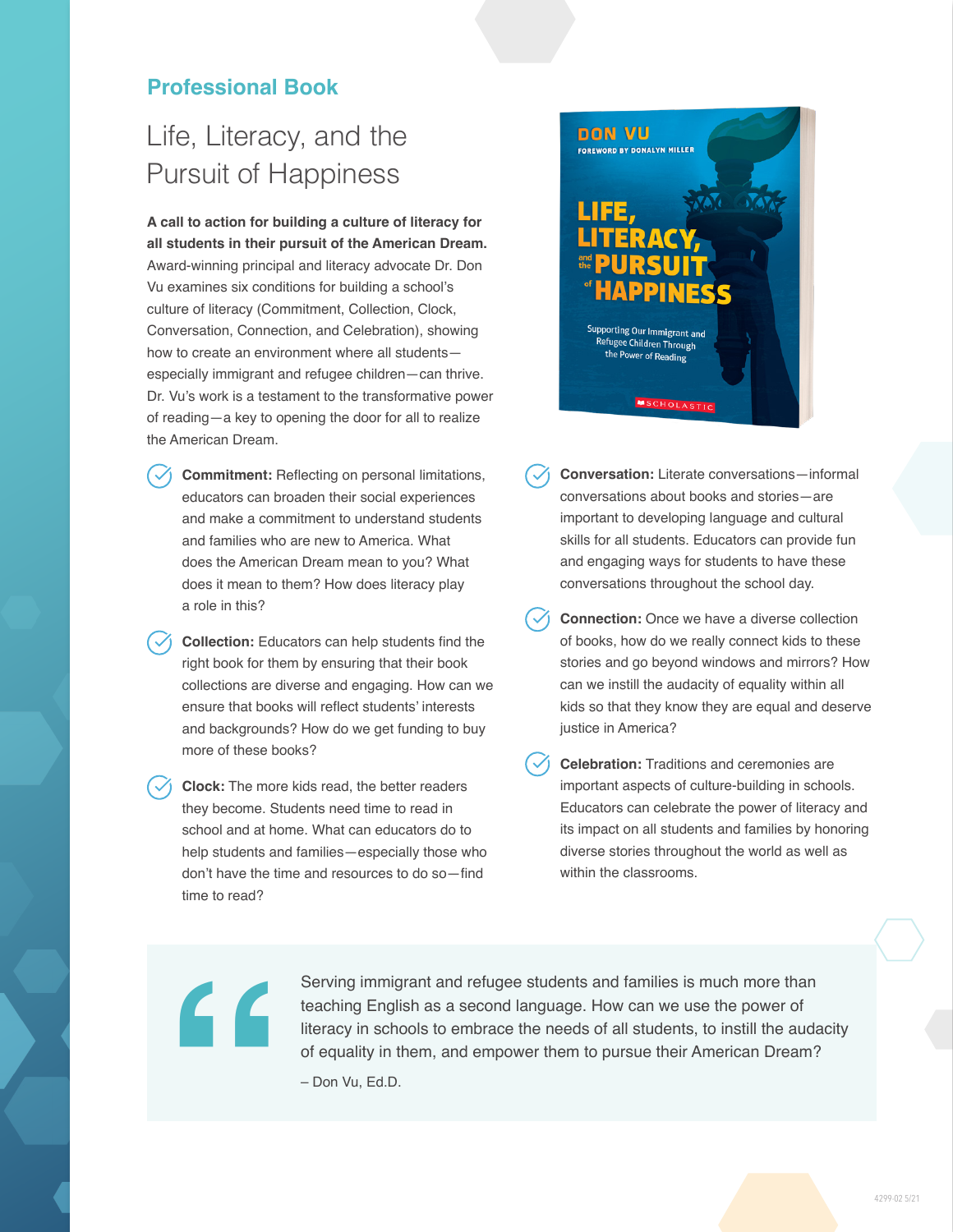## Professional Book

# Life, Literacy, and the Pursuit of Happiness

**A call to action for building a culture of literacy for all students in their pursuit of the American Dream.** Award-winning principal and literacy advocate Dr. Don Vu examines six conditions for building a school's culture of literacy (Commitment, Collection, Clock, Conversation, Connection, and Celebration), showing how to create an environment where all students—especially immigrant and refugee children—can thrive. Dr. Vu's work is a testament to the transformative power of reading—a key to opening the door for all to realize the American Dream.

- **Commitment:** Reflecting on personal limitations, educators can broaden their social experiences and make a commitment to understand students and families who are new to America. What does the American Dream mean to you? What does it mean to them? How does literacy play a role in this?
- **Collection:** Educators can help students find the right book for them by ensuring that their book collections are diverse and engaging. How can we ensure that books will reflect students' interests and backgrounds? How do we get funding to buy more of these books?
- **Clock:** The more kids read, the better readers they become. Students need time to read in school and at home. What can educators do to help students and families—especially those who don't have the time and resources to do so—find time to read?
- **Conversation:** Literate conversations—informal conversations about books and stories—are important to developing language and cultural skills for all students. Educators can provide fun and engaging ways for students to have these conversations throughout the school day.
- **Connection:** Once we have a diverse collection of books, how do we really connect kids to these stories and go beyond windows and mirrors? How can we instill the audacity of equality within all kids so that they know they are equal and deserve justice in America?
- **Celebration:** Traditions and ceremonies are important aspects of culture-building in schools. Educators can celebrate the power of literacy and its impact on all students and families by honoring diverse stories throughout the world as well as within the classrooms.

> Serving immigrant and refugee students and families is much more than teaching English as a second language. How can we use the power of literacy in schools to embrace the needs of all students, to instill the audacity of equality in them, and empower them to pursue their American Dream?
>
> – Don Vu, Ed.D.

4299-02 5/21